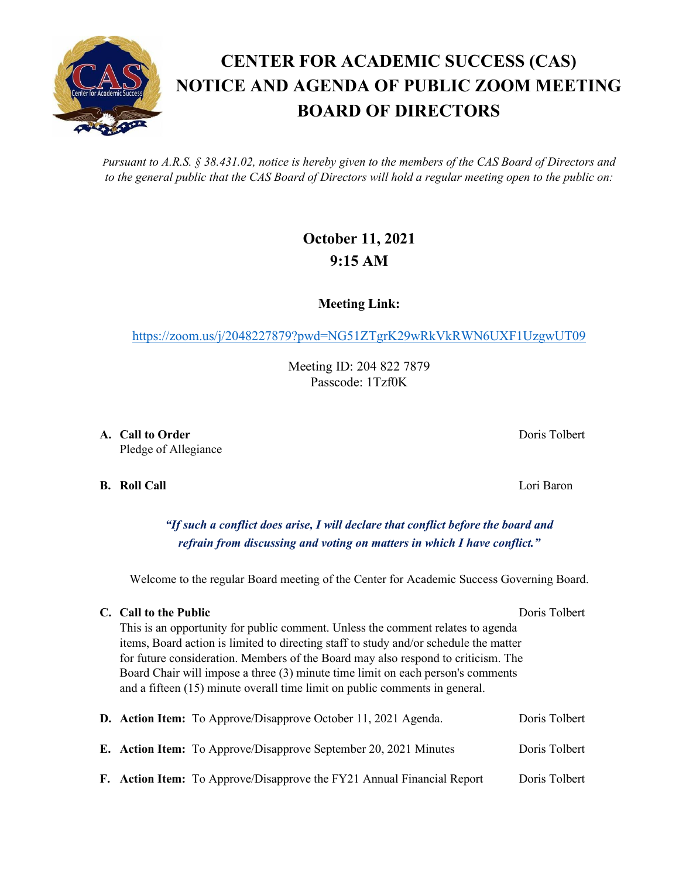# CENTER FOR ACADEMIC SUCCESS (CAS) NOTICE AND AGENDA OF PUBLIC ZOOM MEETING BOARD OF DIRECTORS

*Pursuant to A.R.S. § 38.431.02, notice is hereby given to the members of the CAS Board of Directors and to the general public that the CAS Board of Directors will hold a regular meeting open to the public on:*

**October 11, 2021**
**9:15 AM**

**Meeting Link:**

https://zoom.us/j/2048227879?pwd=NG51ZTgrK29wRkVkRWN6UXF1UzgwUT09

Meeting ID: 204 822 7879
Passcode: 1Tzf0K

**A. Call to Order** — Doris Tolbert
Pledge of Allegiance

**B. Roll Call** — Lori Baron

***"If such a conflict does arise, I will declare that conflict before the board and refrain from discussing and voting on matters in which I have conflict."***

Welcome to the regular Board meeting of the Center for Academic Success Governing Board.

**C. Call to the Public** — Doris Tolbert
This is an opportunity for public comment. Unless the comment relates to agenda items, Board action is limited to directing staff to study and/or schedule the matter for future consideration. Members of the Board may also respond to criticism. The Board Chair will impose a three (3) minute time limit on each person's comments and a fifteen (15) minute overall time limit on public comments in general.

**D. Action Item:** To Approve/Disapprove October 11, 2021 Agenda. — Doris Tolbert

**E. Action Item:** To Approve/Disapprove September 20, 2021 Minutes — Doris Tolbert

**F. Action Item:** To Approve/Disapprove the FY21 Annual Financial Report — Doris Tolbert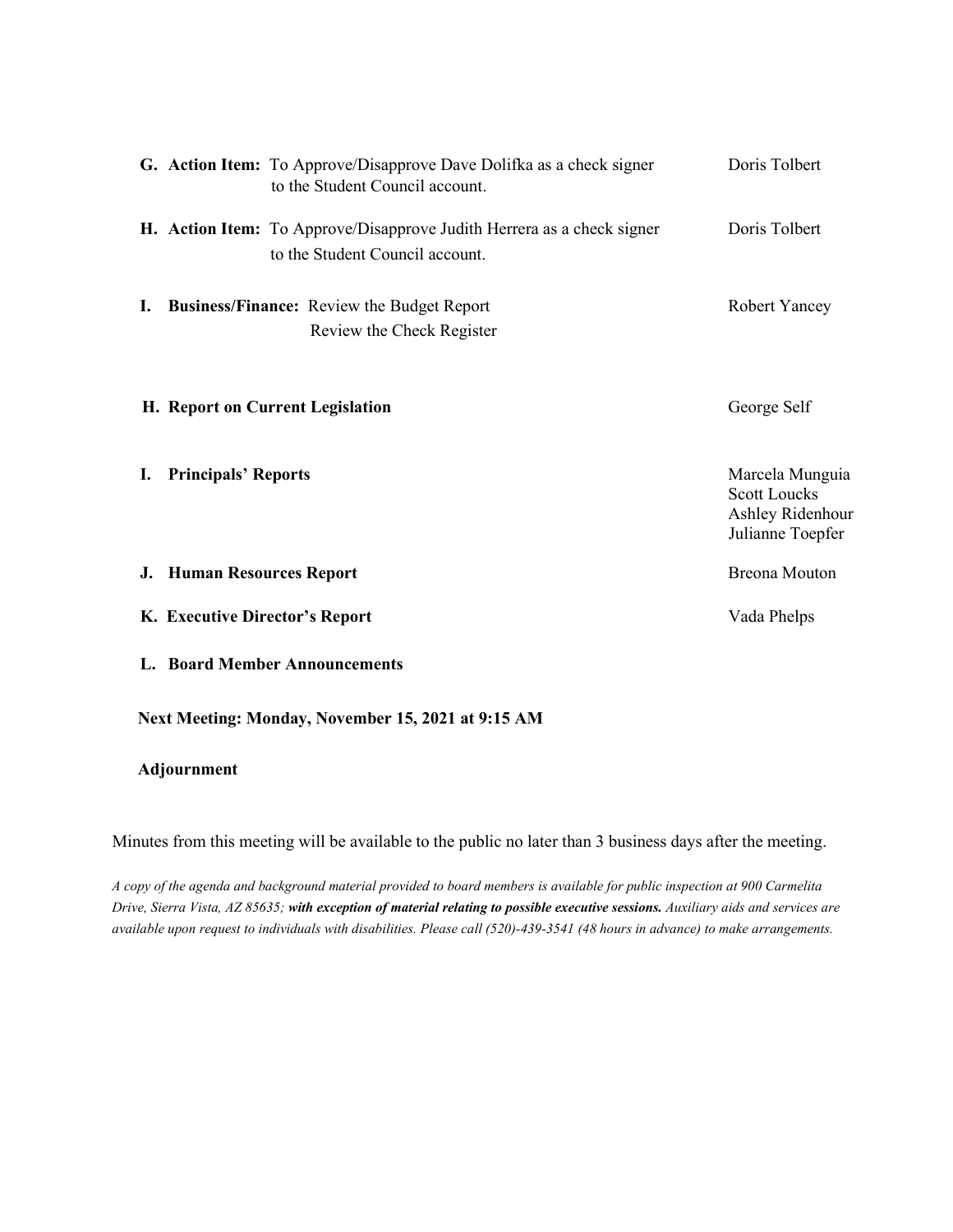**G. Action Item:** To Approve/Disapprove Dave Dolifka as a check signer to the Student Council account. — Doris Tolbert

**H. Action Item:** To Approve/Disapprove Judith Herrera as a check signer to the Student Council account. — Doris Tolbert

**I. Business/Finance:** Review the Budget Report — Robert Yancey
Review the Check Register

**H. Report on Current Legislation** — George Self

**I. Principals' Reports** — Marcela Munguia, Scott Loucks, Ashley Ridenhour, Julianne Toepfer

**J. Human Resources Report** — Breona Mouton

**K. Executive Director's Report** — Vada Phelps

**L. Board Member Announcements**

**Next Meeting: Monday, November 15, 2021 at 9:15 AM**

**Adjournment**

Minutes from this meeting will be available to the public no later than 3 business days after the meeting.

*A copy of the agenda and background material provided to board members is available for public inspection at 900 Carmelita Drive, Sierra Vista, AZ 85635;* ***with exception of material relating to possible executive sessions.*** *Auxiliary aids and services are available upon request to individuals with disabilities. Please call (520)-439-3541 (48 hours in advance) to make arrangements.*